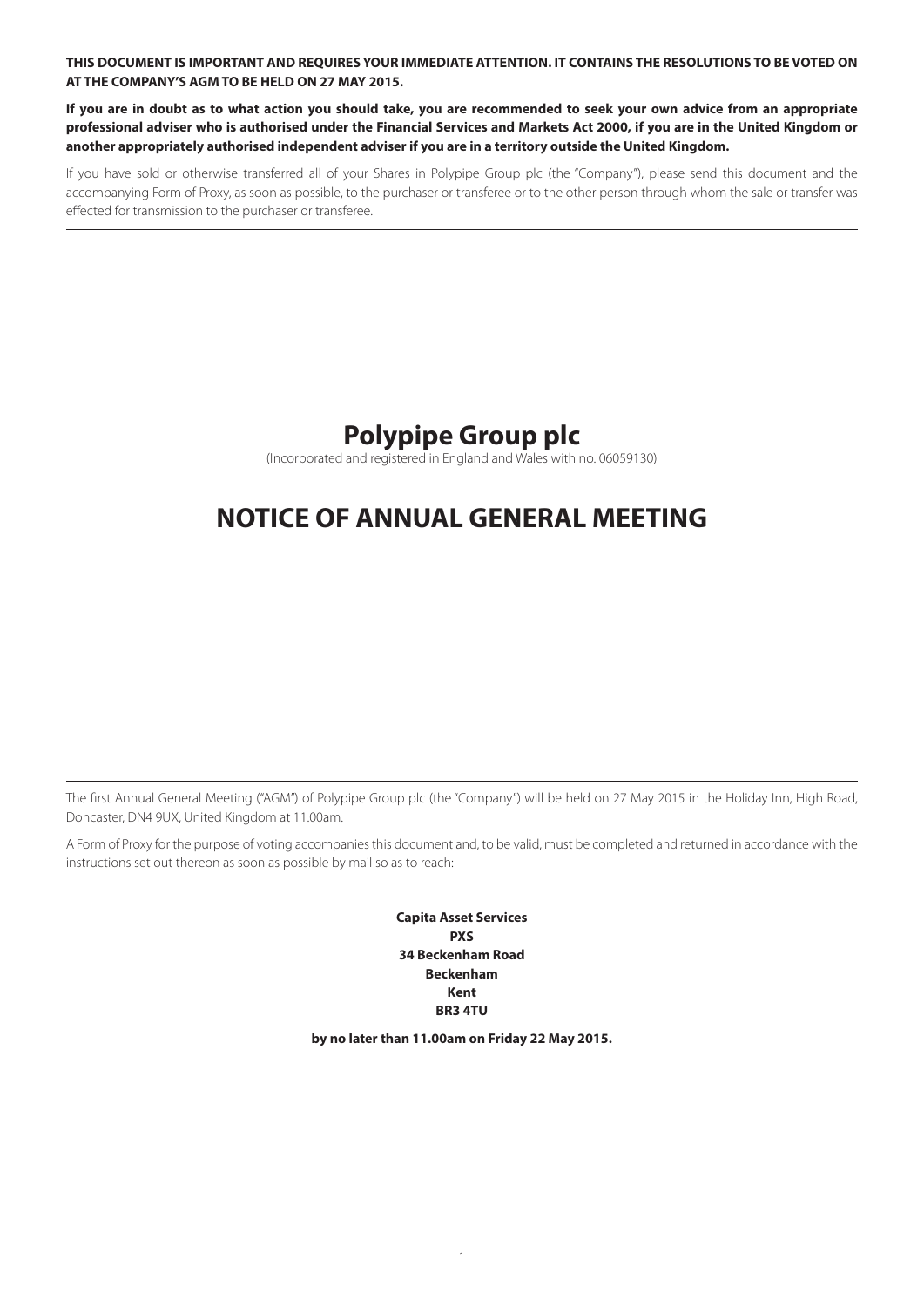**THIS DOCUMENT IS IMPORTANT AND REQUIRES YOUR IMMEDIATE ATTENTION. IT CONTAINS THE RESOLUTIONS TO BE VOTED ON AT THE COMPANY'S AGM TO BE HELD ON 27 MAY 2015.**

**If you are in doubt as to what action you should take, you are recommended to seek your own advice from an appropriate professional adviser who is authorised under the Financial Services and Markets Act 2000, if you are in the United Kingdom or another appropriately authorised independent adviser if you are in a territory outside the United Kingdom.**

If you have sold or otherwise transferred all of your Shares in Polypipe Group plc (the "Company"), please send this document and the accompanying Form of Proxy, as soon as possible, to the purchaser or transferee or to the other person through whom the sale or transfer was effected for transmission to the purchaser or transferee.

# Polypipe Group plc

(Incorporated and registered in England and Wales with no. 06059130)

# NOTICE OF ANNUAL GENERAL MEETING

The first Annual General Meeting ("AGM") of Polypipe Group plc (the "Company") will be held on 27 May 2015 in the Holiday Inn, High Road, Doncaster, DN4 9UX, United Kingdom at 11.00am.

A Form of Proxy for the purpose of voting accompanies this document and, to be valid, must be completed and returned in accordance with the instructions set out thereon as soon as possible by mail so as to reach:

**Capita Asset Services**
**PXS**
**34 Beckenham Road**
**Beckenham**
**Kent**
**BR3 4TU**

**by no later than 11.00am on Friday 22 May 2015.**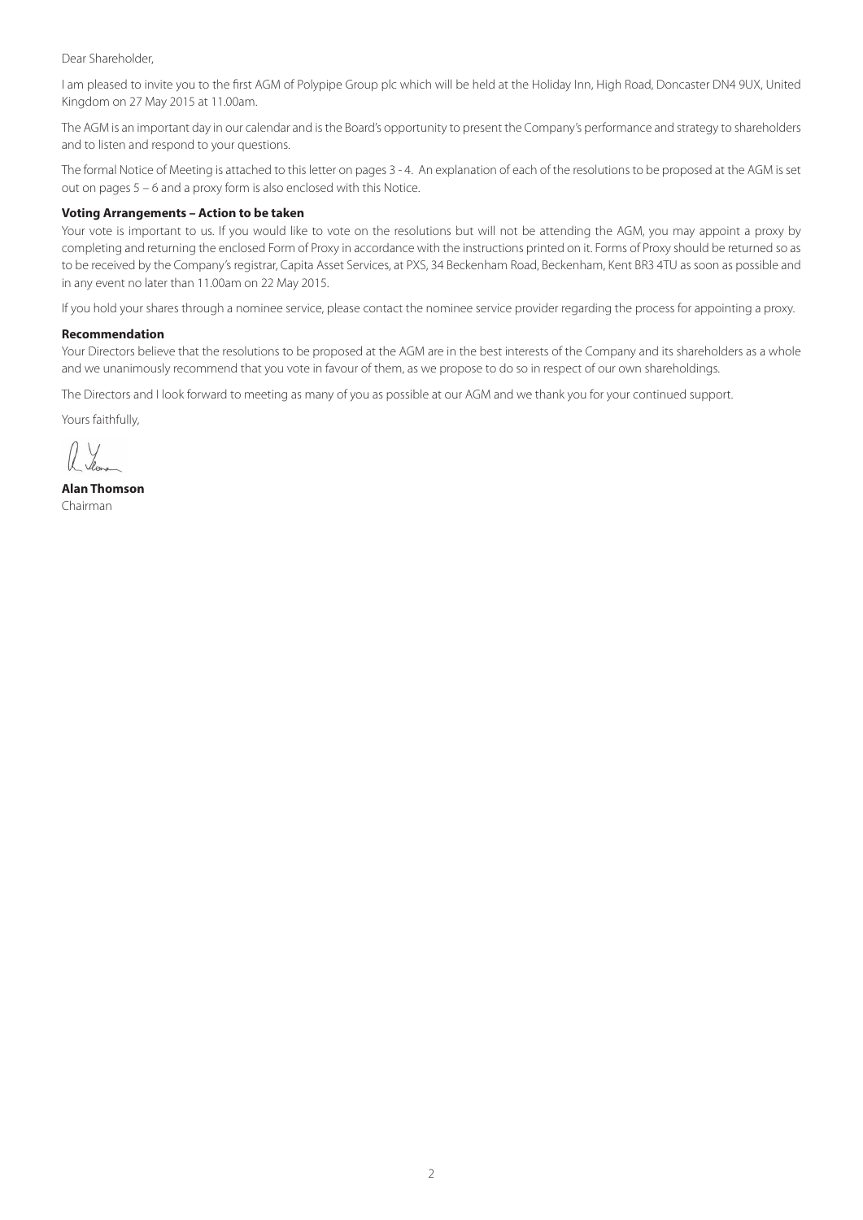Dear Shareholder,

I am pleased to invite you to the first AGM of Polypipe Group plc which will be held at the Holiday Inn, High Road, Doncaster DN4 9UX, United Kingdom on 27 May 2015 at 11.00am.

The AGM is an important day in our calendar and is the Board's opportunity to present the Company's performance and strategy to shareholders and to listen and respond to your questions.

The formal Notice of Meeting is attached to this letter on pages 3 - 4. An explanation of each of the resolutions to be proposed at the AGM is set out on pages 5 – 6 and a proxy form is also enclosed with this Notice.

**Voting Arrangements – Action to be taken**

Your vote is important to us. If you would like to vote on the resolutions but will not be attending the AGM, you may appoint a proxy by completing and returning the enclosed Form of Proxy in accordance with the instructions printed on it. Forms of Proxy should be returned so as to be received by the Company's registrar, Capita Asset Services, at PXS, 34 Beckenham Road, Beckenham, Kent BR3 4TU as soon as possible and in any event no later than 11.00am on 22 May 2015.

If you hold your shares through a nominee service, please contact the nominee service provider regarding the process for appointing a proxy.

**Recommendation**

Your Directors believe that the resolutions to be proposed at the AGM are in the best interests of the Company and its shareholders as a whole and we unanimously recommend that you vote in favour of them, as we propose to do so in respect of our own shareholdings.

The Directors and I look forward to meeting as many of you as possible at our AGM and we thank you for your continued support.

Yours faithfully,

**Alan Thomson**
Chairman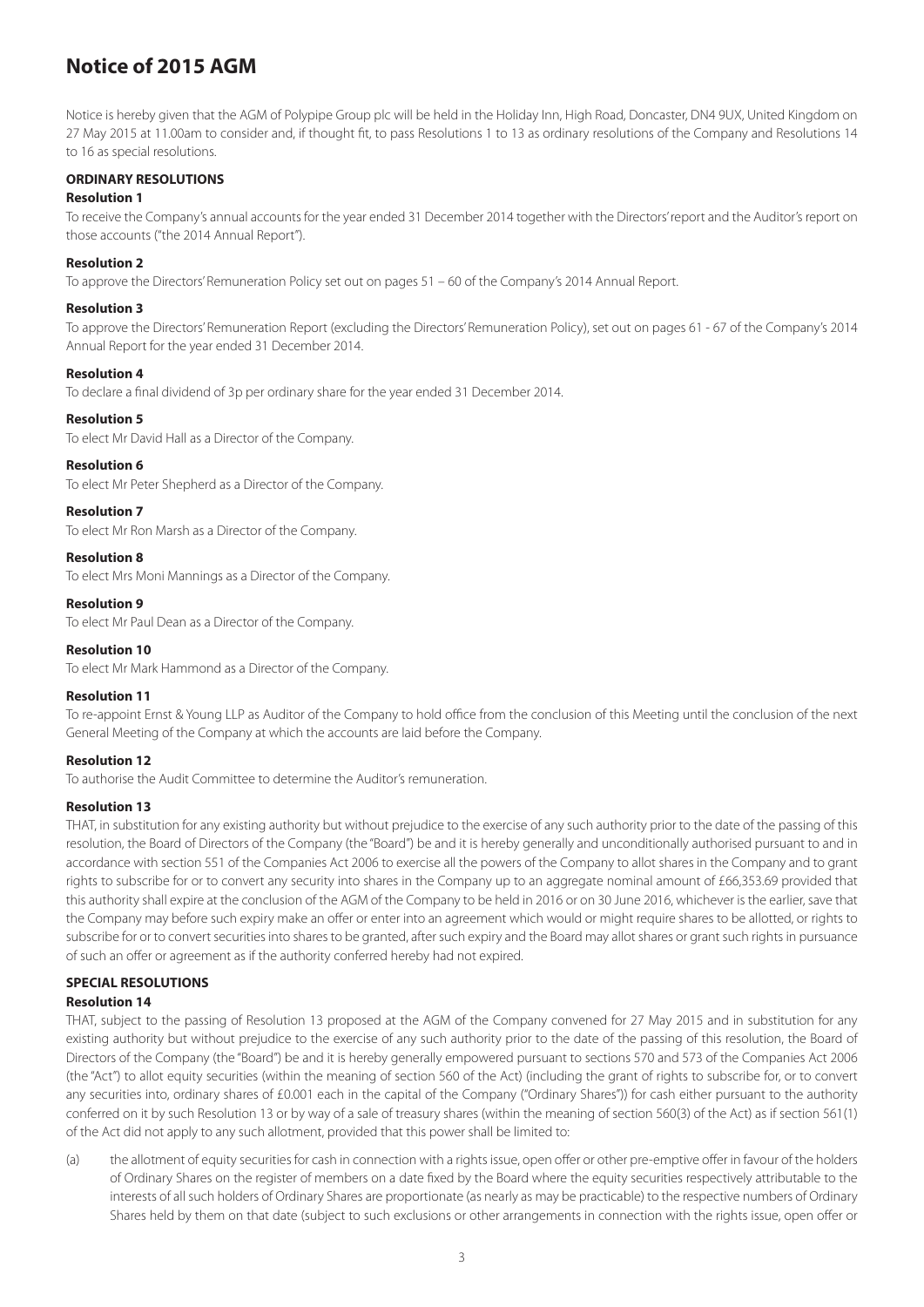# Notice of 2015 AGM

Notice is hereby given that the AGM of Polypipe Group plc will be held in the Holiday Inn, High Road, Doncaster, DN4 9UX, United Kingdom on 27 May 2015 at 11.00am to consider and, if thought fit, to pass Resolutions 1 to 13 as ordinary resolutions of the Company and Resolutions 14 to 16 as special resolutions.

## ORDINARY RESOLUTIONS

### Resolution 1

To receive the Company's annual accounts for the year ended 31 December 2014 together with the Directors' report and the Auditor's report on those accounts ("the 2014 Annual Report").

### Resolution 2

To approve the Directors' Remuneration Policy set out on pages 51 – 60 of the Company's 2014 Annual Report.

### Resolution 3

To approve the Directors' Remuneration Report (excluding the Directors' Remuneration Policy), set out on pages 61 - 67 of the Company's 2014 Annual Report for the year ended 31 December 2014.

### Resolution 4

To declare a final dividend of 3p per ordinary share for the year ended 31 December 2014.

### Resolution 5

To elect Mr David Hall as a Director of the Company.

### Resolution 6

To elect Mr Peter Shepherd as a Director of the Company.

### Resolution 7

To elect Mr Ron Marsh as a Director of the Company.

### Resolution 8

To elect Mrs Moni Mannings as a Director of the Company.

### Resolution 9

To elect Mr Paul Dean as a Director of the Company.

### Resolution 10

To elect Mr Mark Hammond as a Director of the Company.

### Resolution 11

To re-appoint Ernst & Young LLP as Auditor of the Company to hold office from the conclusion of this Meeting until the conclusion of the next General Meeting of the Company at which the accounts are laid before the Company.

### Resolution 12

To authorise the Audit Committee to determine the Auditor's remuneration.

### Resolution 13

THAT, in substitution for any existing authority but without prejudice to the exercise of any such authority prior to the date of the passing of this resolution, the Board of Directors of the Company (the "Board") be and it is hereby generally and unconditionally authorised pursuant to and in accordance with section 551 of the Companies Act 2006 to exercise all the powers of the Company to allot shares in the Company and to grant rights to subscribe for or to convert any security into shares in the Company up to an aggregate nominal amount of £66,353.69 provided that this authority shall expire at the conclusion of the AGM of the Company to be held in 2016 or on 30 June 2016, whichever is the earlier, save that the Company may before such expiry make an offer or enter into an agreement which would or might require shares to be allotted, or rights to subscribe for or to convert securities into shares to be granted, after such expiry and the Board may allot shares or grant such rights in pursuance of such an offer or agreement as if the authority conferred hereby had not expired.

## SPECIAL RESOLUTIONS

### Resolution 14

THAT, subject to the passing of Resolution 13 proposed at the AGM of the Company convened for 27 May 2015 and in substitution for any existing authority but without prejudice to the exercise of any such authority prior to the date of the passing of this resolution, the Board of Directors of the Company (the "Board") be and it is hereby generally empowered pursuant to sections 570 and 573 of the Companies Act 2006 (the "Act") to allot equity securities (within the meaning of section 560 of the Act) (including the grant of rights to subscribe for, or to convert any securities into, ordinary shares of £0.001 each in the capital of the Company ("Ordinary Shares")) for cash either pursuant to the authority conferred on it by such Resolution 13 or by way of a sale of treasury shares (within the meaning of section 560(3) of the Act) as if section 561(1) of the Act did not apply to any such allotment, provided that this power shall be limited to:

(a) the allotment of equity securities for cash in connection with a rights issue, open offer or other pre-emptive offer in favour of the holders of Ordinary Shares on the register of members on a date fixed by the Board where the equity securities respectively attributable to the interests of all such holders of Ordinary Shares are proportionate (as nearly as may be practicable) to the respective numbers of Ordinary Shares held by them on that date (subject to such exclusions or other arrangements in connection with the rights issue, open offer or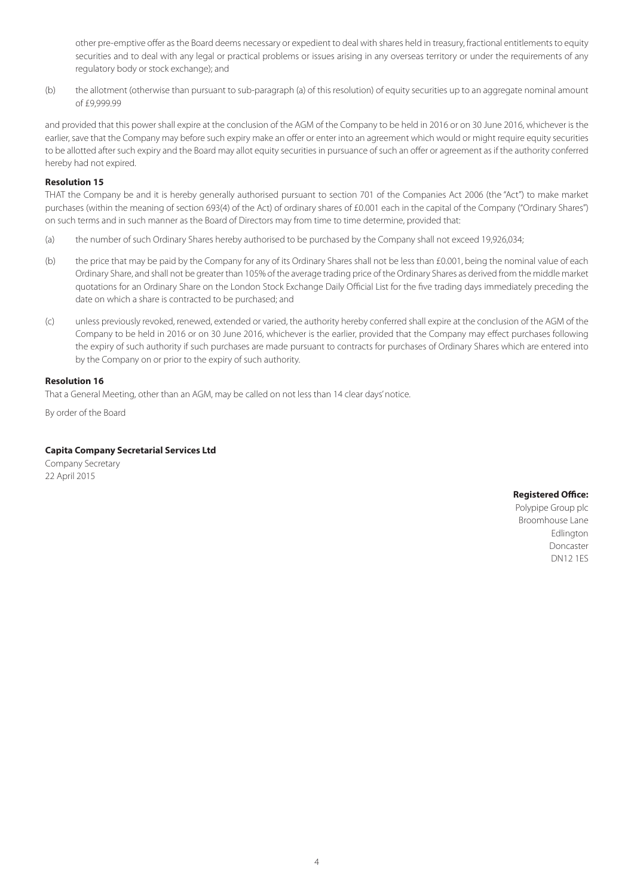other pre-emptive offer as the Board deems necessary or expedient to deal with shares held in treasury, fractional entitlements to equity securities and to deal with any legal or practical problems or issues arising in any overseas territory or under the requirements of any regulatory body or stock exchange); and

(b) the allotment (otherwise than pursuant to sub-paragraph (a) of this resolution) of equity securities up to an aggregate nominal amount of £9,999.99

and provided that this power shall expire at the conclusion of the AGM of the Company to be held in 2016 or on 30 June 2016, whichever is the earlier, save that the Company may before such expiry make an offer or enter into an agreement which would or might require equity securities to be allotted after such expiry and the Board may allot equity securities in pursuance of such an offer or agreement as if the authority conferred hereby had not expired.

**Resolution 15**

THAT the Company be and it is hereby generally authorised pursuant to section 701 of the Companies Act 2006 (the "Act") to make market purchases (within the meaning of section 693(4) of the Act) of ordinary shares of £0.001 each in the capital of the Company ("Ordinary Shares") on such terms and in such manner as the Board of Directors may from time to time determine, provided that:

(a) the number of such Ordinary Shares hereby authorised to be purchased by the Company shall not exceed 19,926,034;

(b) the price that may be paid by the Company for any of its Ordinary Shares shall not be less than £0.001, being the nominal value of each Ordinary Share, and shall not be greater than 105% of the average trading price of the Ordinary Shares as derived from the middle market quotations for an Ordinary Share on the London Stock Exchange Daily Official List for the five trading days immediately preceding the date on which a share is contracted to be purchased; and

(c) unless previously revoked, renewed, extended or varied, the authority hereby conferred shall expire at the conclusion of the AGM of the Company to be held in 2016 or on 30 June 2016, whichever is the earlier, provided that the Company may effect purchases following the expiry of such authority if such purchases are made pursuant to contracts for purchases of Ordinary Shares which are entered into by the Company on or prior to the expiry of such authority.

**Resolution 16**

That a General Meeting, other than an AGM, may be called on not less than 14 clear days' notice.

By order of the Board

**Capita Company Secretarial Services Ltd**
Company Secretary
22 April 2015

**Registered Office:**
Polypipe Group plc
Broomhouse Lane
Edlington
Doncaster
DN12 1ES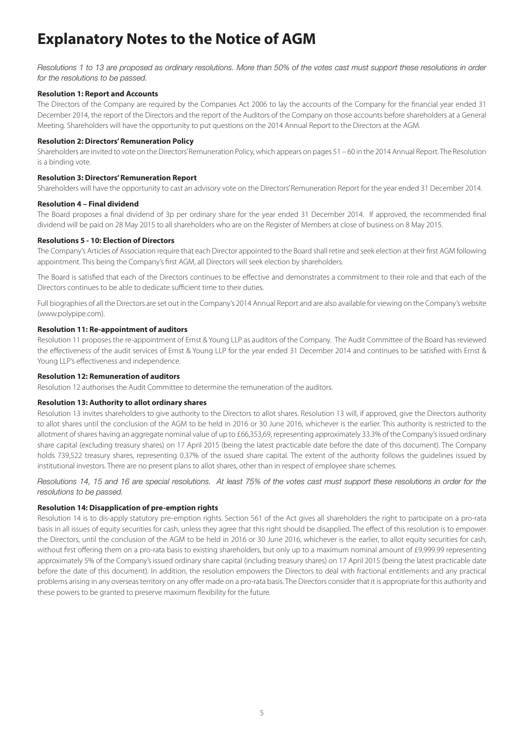# Explanatory Notes to the Notice of AGM

*Resolutions 1 to 13 are proposed as ordinary resolutions. More than 50% of the votes cast must support these resolutions in order for the resolutions to be passed.*

**Resolution 1: Report and Accounts**

The Directors of the Company are required by the Companies Act 2006 to lay the accounts of the Company for the financial year ended 31 December 2014, the report of the Directors and the report of the Auditors of the Company on those accounts before shareholders at a General Meeting. Shareholders will have the opportunity to put questions on the 2014 Annual Report to the Directors at the AGM.

**Resolution 2: Directors' Remuneration Policy**

Shareholders are invited to vote on the Directors' Remuneration Policy, which appears on pages 51 – 60 in the 2014 Annual Report. The Resolution is a binding vote.

**Resolution 3: Directors' Remuneration Report**

Shareholders will have the opportunity to cast an advisory vote on the Directors' Remuneration Report for the year ended 31 December 2014.

**Resolution 4 – Final dividend**

The Board proposes a final dividend of 3p per ordinary share for the year ended 31 December 2014. If approved, the recommended final dividend will be paid on 28 May 2015 to all shareholders who are on the Register of Members at close of business on 8 May 2015.

**Resolutions 5 - 10: Election of Directors**

The Company's Articles of Association require that each Director appointed to the Board shall retire and seek election at their first AGM following appointment. This being the Company's first AGM, all Directors will seek election by shareholders.

The Board is satisfied that each of the Directors continues to be effective and demonstrates a commitment to their role and that each of the Directors continues to be able to dedicate sufficient time to their duties.

Full biographies of all the Directors are set out in the Company's 2014 Annual Report and are also available for viewing on the Company's website (www.polypipe.com).

**Resolution 11: Re-appointment of auditors**

Resolution 11 proposes the re-appointment of Ernst & Young LLP as auditors of the Company. The Audit Committee of the Board has reviewed the effectiveness of the audit services of Ernst & Young LLP for the year ended 31 December 2014 and continues to be satisfied with Ernst & Young LLP's effectiveness and independence.

**Resolution 12: Remuneration of auditors**

Resolution 12 authorises the Audit Committee to determine the remuneration of the auditors.

**Resolution 13: Authority to allot ordinary shares**

Resolution 13 invites shareholders to give authority to the Directors to allot shares. Resolution 13 will, if approved, give the Directors authority to allot shares until the conclusion of the AGM to be held in 2016 or 30 June 2016, whichever is the earlier. This authority is restricted to the allotment of shares having an aggregate nominal value of up to £66,353,69, representing approximately 33.3% of the Company's issued ordinary share capital (excluding treasury shares) on 17 April 2015 (being the latest practicable date before the date of this document). The Company holds 739,522 treasury shares, representing 0.37% of the issued share capital. The extent of the authority follows the guidelines issued by institutional investors. There are no present plans to allot shares, other than in respect of employee share schemes.

*Resolutions 14, 15 and 16 are special resolutions. At least 75% of the votes cast must support these resolutions in order for the resolutions to be passed.*

**Resolution 14: Disapplication of pre-emption rights**

Resolution 14 is to dis-apply statutory pre-emption rights. Section 561 of the Act gives all shareholders the right to participate on a pro-rata basis in all issues of equity securities for cash, unless they agree that this right should be disapplied. The effect of this resolution is to empower the Directors, until the conclusion of the AGM to be held in 2016 or 30 June 2016, whichever is the earlier, to allot equity securities for cash, without first offering them on a pro-rata basis to existing shareholders, but only up to a maximum nominal amount of £9,999.99 representing approximately 5% of the Company's issued ordinary share capital (including treasury shares) on 17 April 2015 (being the latest practicable date before the date of this document). In addition, the resolution empowers the Directors to deal with fractional entitlements and any practical problems arising in any overseas territory on any offer made on a pro-rata basis. The Directors consider that it is appropriate for this authority and these powers to be granted to preserve maximum flexibility for the future.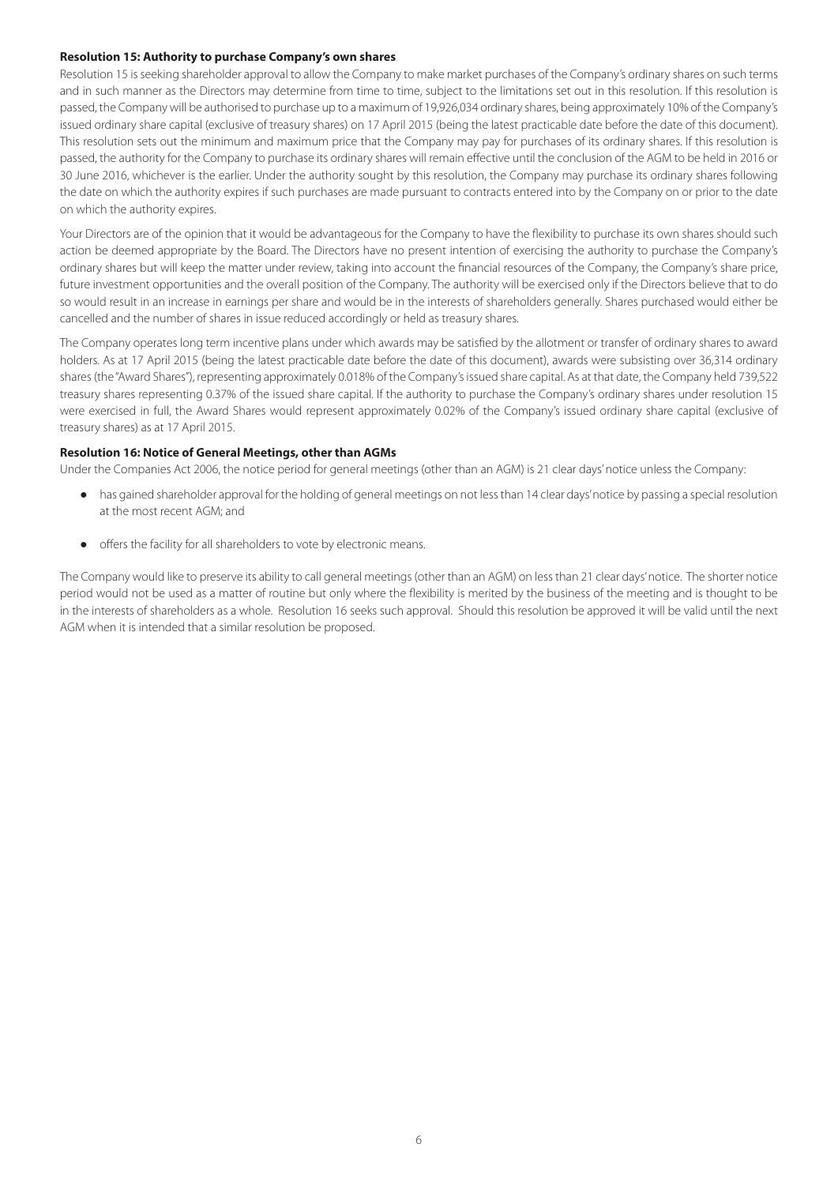**Resolution 15: Authority to purchase Company's own shares**

Resolution 15 is seeking shareholder approval to allow the Company to make market purchases of the Company's ordinary shares on such terms and in such manner as the Directors may determine from time to time, subject to the limitations set out in this resolution. If this resolution is passed, the Company will be authorised to purchase up to a maximum of 19,926,034 ordinary shares, being approximately 10% of the Company's issued ordinary share capital (exclusive of treasury shares) on 17 April 2015 (being the latest practicable date before the date of this document). This resolution sets out the minimum and maximum price that the Company may pay for purchases of its ordinary shares. If this resolution is passed, the authority for the Company to purchase its ordinary shares will remain effective until the conclusion of the AGM to be held in 2016 or 30 June 2016, whichever is the earlier. Under the authority sought by this resolution, the Company may purchase its ordinary shares following the date on which the authority expires if such purchases are made pursuant to contracts entered into by the Company on or prior to the date on which the authority expires.

Your Directors are of the opinion that it would be advantageous for the Company to have the flexibility to purchase its own shares should such action be deemed appropriate by the Board. The Directors have no present intention of exercising the authority to purchase the Company's ordinary shares but will keep the matter under review, taking into account the financial resources of the Company, the Company's share price, future investment opportunities and the overall position of the Company. The authority will be exercised only if the Directors believe that to do so would result in an increase in earnings per share and would be in the interests of shareholders generally. Shares purchased would either be cancelled and the number of shares in issue reduced accordingly or held as treasury shares.

The Company operates long term incentive plans under which awards may be satisfied by the allotment or transfer of ordinary shares to award holders. As at 17 April 2015 (being the latest practicable date before the date of this document), awards were subsisting over 36,314 ordinary shares (the "Award Shares"), representing approximately 0.018% of the Company's issued share capital. As at that date, the Company held 739,522 treasury shares representing 0.37% of the issued share capital. If the authority to purchase the Company's ordinary shares under resolution 15 were exercised in full, the Award Shares would represent approximately 0.02% of the Company's issued ordinary share capital (exclusive of treasury shares) as at 17 April 2015.

**Resolution 16: Notice of General Meetings, other than AGMs**

Under the Companies Act 2006, the notice period for general meetings (other than an AGM) is 21 clear days' notice unless the Company:

- has gained shareholder approval for the holding of general meetings on not less than 14 clear days' notice by passing a special resolution at the most recent AGM; and
- offers the facility for all shareholders to vote by electronic means.

The Company would like to preserve its ability to call general meetings (other than an AGM) on less than 21 clear days' notice. The shorter notice period would not be used as a matter of routine but only where the flexibility is merited by the business of the meeting and is thought to be in the interests of shareholders as a whole. Resolution 16 seeks such approval. Should this resolution be approved it will be valid until the next AGM when it is intended that a similar resolution be proposed.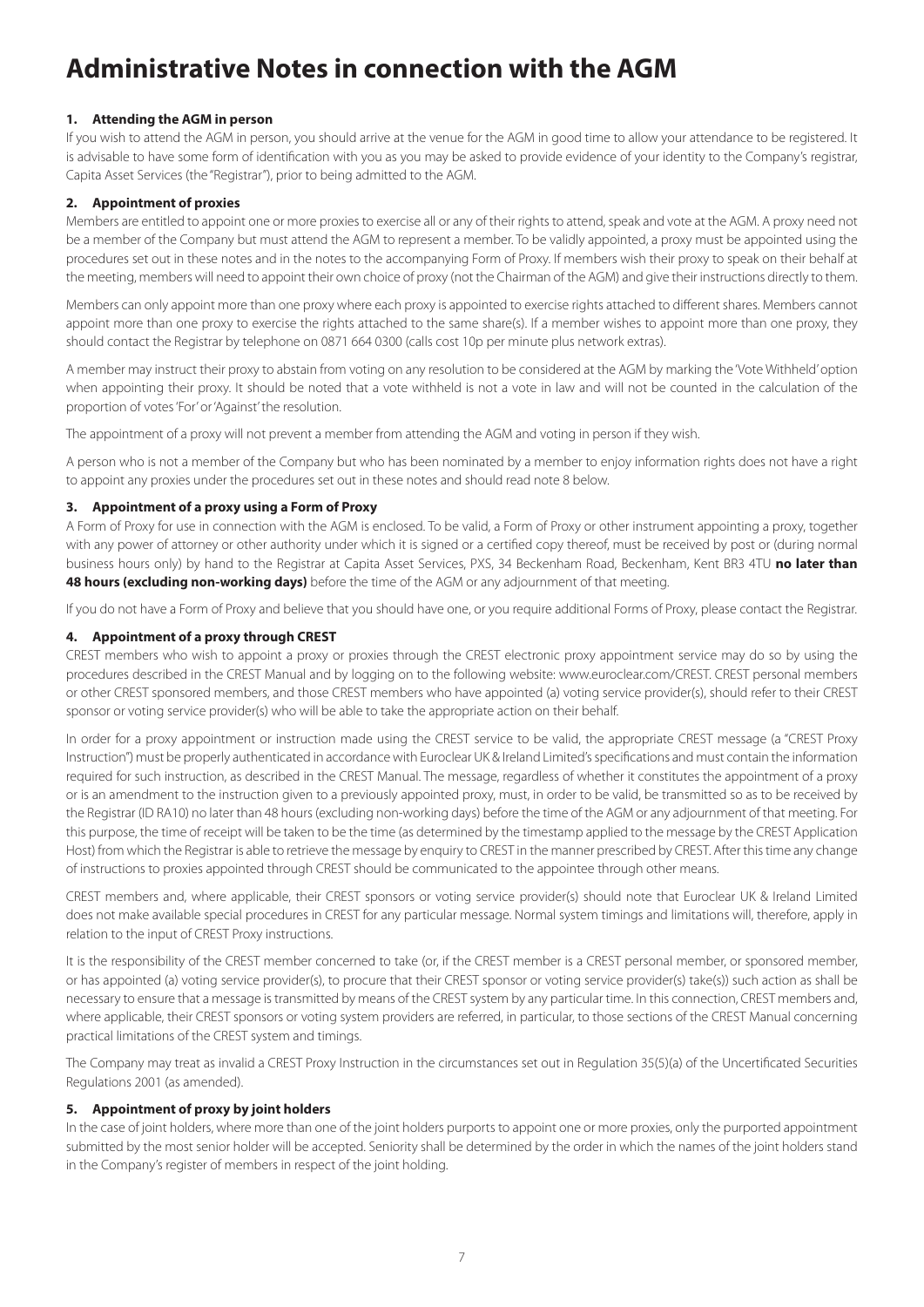# Administrative Notes in connection with the AGM

### 1. Attending the AGM in person

If you wish to attend the AGM in person, you should arrive at the venue for the AGM in good time to allow your attendance to be registered. It is advisable to have some form of identification with you as you may be asked to provide evidence of your identity to the Company's registrar, Capita Asset Services (the "Registrar"), prior to being admitted to the AGM.

### 2. Appointment of proxies

Members are entitled to appoint one or more proxies to exercise all or any of their rights to attend, speak and vote at the AGM. A proxy need not be a member of the Company but must attend the AGM to represent a member. To be validly appointed, a proxy must be appointed using the procedures set out in these notes and in the notes to the accompanying Form of Proxy. If members wish their proxy to speak on their behalf at the meeting, members will need to appoint their own choice of proxy (not the Chairman of the AGM) and give their instructions directly to them.

Members can only appoint more than one proxy where each proxy is appointed to exercise rights attached to different shares. Members cannot appoint more than one proxy to exercise the rights attached to the same share(s). If a member wishes to appoint more than one proxy, they should contact the Registrar by telephone on 0871 664 0300 (calls cost 10p per minute plus network extras).

A member may instruct their proxy to abstain from voting on any resolution to be considered at the AGM by marking the 'Vote Withheld' option when appointing their proxy. It should be noted that a vote withheld is not a vote in law and will not be counted in the calculation of the proportion of votes 'For' or 'Against' the resolution.

The appointment of a proxy will not prevent a member from attending the AGM and voting in person if they wish.

A person who is not a member of the Company but who has been nominated by a member to enjoy information rights does not have a right to appoint any proxies under the procedures set out in these notes and should read note 8 below.

### 3. Appointment of a proxy using a Form of Proxy

A Form of Proxy for use in connection with the AGM is enclosed. To be valid, a Form of Proxy or other instrument appointing a proxy, together with any power of attorney or other authority under which it is signed or a certified copy thereof, must be received by post or (during normal business hours only) by hand to the Registrar at Capita Asset Services, PXS, 34 Beckenham Road, Beckenham, Kent BR3 4TU **no later than 48 hours (excluding non-working days)** before the time of the AGM or any adjournment of that meeting.

If you do not have a Form of Proxy and believe that you should have one, or you require additional Forms of Proxy, please contact the Registrar.

### 4. Appointment of a proxy through CREST

CREST members who wish to appoint a proxy or proxies through the CREST electronic proxy appointment service may do so by using the procedures described in the CREST Manual and by logging on to the following website: www.euroclear.com/CREST. CREST personal members or other CREST sponsored members, and those CREST members who have appointed (a) voting service provider(s), should refer to their CREST sponsor or voting service provider(s) who will be able to take the appropriate action on their behalf.

In order for a proxy appointment or instruction made using the CREST service to be valid, the appropriate CREST message (a "CREST Proxy Instruction") must be properly authenticated in accordance with Euroclear UK & Ireland Limited's specifications and must contain the information required for such instruction, as described in the CREST Manual. The message, regardless of whether it constitutes the appointment of a proxy or is an amendment to the instruction given to a previously appointed proxy, must, in order to be valid, be transmitted so as to be received by the Registrar (ID RA10) no later than 48 hours (excluding non-working days) before the time of the AGM or any adjournment of that meeting. For this purpose, the time of receipt will be taken to be the time (as determined by the timestamp applied to the message by the CREST Application Host) from which the Registrar is able to retrieve the message by enquiry to CREST in the manner prescribed by CREST. After this time any change of instructions to proxies appointed through CREST should be communicated to the appointee through other means.

CREST members and, where applicable, their CREST sponsors or voting service provider(s) should note that Euroclear UK & Ireland Limited does not make available special procedures in CREST for any particular message. Normal system timings and limitations will, therefore, apply in relation to the input of CREST Proxy instructions.

It is the responsibility of the CREST member concerned to take (or, if the CREST member is a CREST personal member, or sponsored member, or has appointed (a) voting service provider(s), to procure that their CREST sponsor or voting service provider(s) take(s)) such action as shall be necessary to ensure that a message is transmitted by means of the CREST system by any particular time. In this connection, CREST members and, where applicable, their CREST sponsors or voting system providers are referred, in particular, to those sections of the CREST Manual concerning practical limitations of the CREST system and timings.

The Company may treat as invalid a CREST Proxy Instruction in the circumstances set out in Regulation 35(5)(a) of the Uncertificated Securities Regulations 2001 (as amended).

### 5. Appointment of proxy by joint holders

In the case of joint holders, where more than one of the joint holders purports to appoint one or more proxies, only the purported appointment submitted by the most senior holder will be accepted. Seniority shall be determined by the order in which the names of the joint holders stand in the Company's register of members in respect of the joint holding.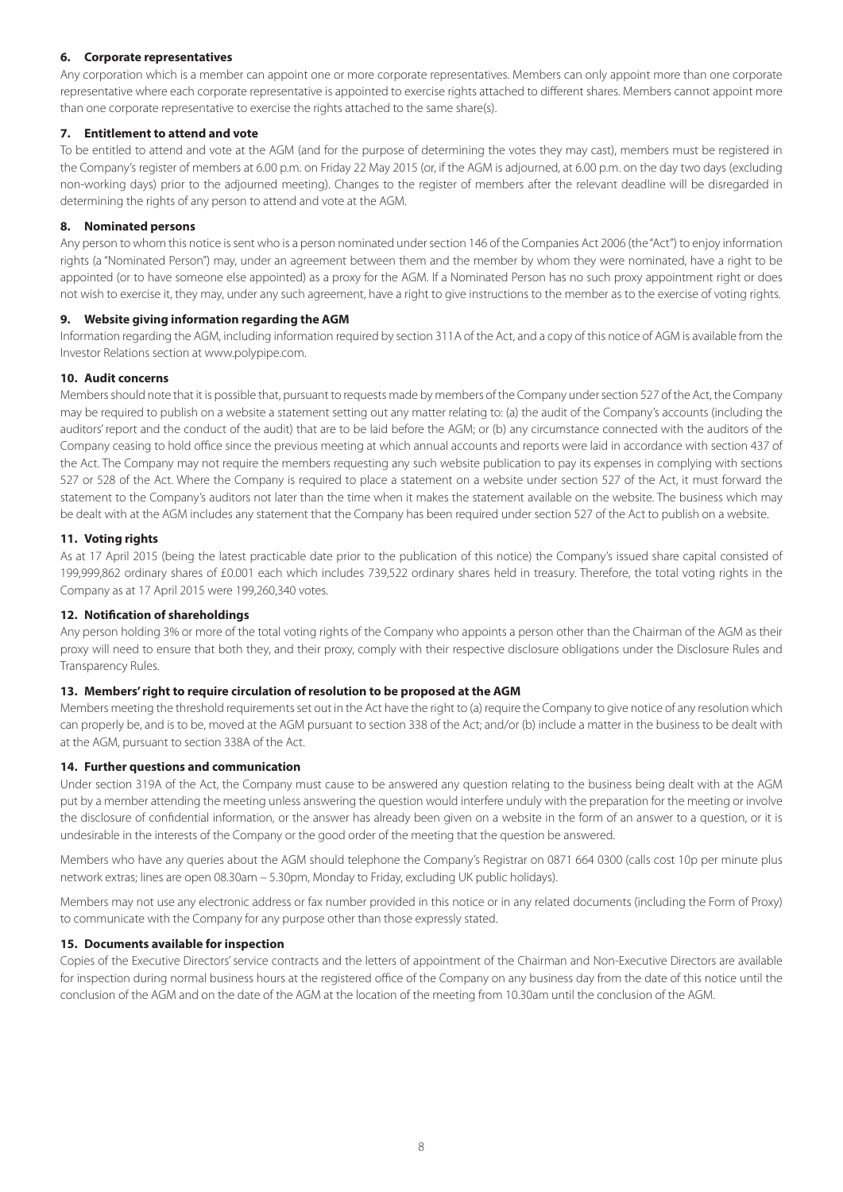### 6. Corporate representatives

Any corporation which is a member can appoint one or more corporate representatives. Members can only appoint more than one corporate representative where each corporate representative is appointed to exercise rights attached to different shares. Members cannot appoint more than one corporate representative to exercise the rights attached to the same share(s).

### 7. Entitlement to attend and vote

To be entitled to attend and vote at the AGM (and for the purpose of determining the votes they may cast), members must be registered in the Company's register of members at 6.00 p.m. on Friday 22 May 2015 (or, if the AGM is adjourned, at 6.00 p.m. on the day two days (excluding non-working days) prior to the adjourned meeting). Changes to the register of members after the relevant deadline will be disregarded in determining the rights of any person to attend and vote at the AGM.

### 8. Nominated persons

Any person to whom this notice is sent who is a person nominated under section 146 of the Companies Act 2006 (the "Act") to enjoy information rights (a "Nominated Person") may, under an agreement between them and the member by whom they were nominated, have a right to be appointed (or to have someone else appointed) as a proxy for the AGM. If a Nominated Person has no such proxy appointment right or does not wish to exercise it, they may, under any such agreement, have a right to give instructions to the member as to the exercise of voting rights.

### 9. Website giving information regarding the AGM

Information regarding the AGM, including information required by section 311A of the Act, and a copy of this notice of AGM is available from the Investor Relations section at www.polypipe.com.

### 10. Audit concerns

Members should note that it is possible that, pursuant to requests made by members of the Company under section 527 of the Act, the Company may be required to publish on a website a statement setting out any matter relating to: (a) the audit of the Company's accounts (including the auditors' report and the conduct of the audit) that are to be laid before the AGM; or (b) any circumstance connected with the auditors of the Company ceasing to hold office since the previous meeting at which annual accounts and reports were laid in accordance with section 437 of the Act. The Company may not require the members requesting any such website publication to pay its expenses in complying with sections 527 or 528 of the Act. Where the Company is required to place a statement on a website under section 527 of the Act, it must forward the statement to the Company's auditors not later than the time when it makes the statement available on the website. The business which may be dealt with at the AGM includes any statement that the Company has been required under section 527 of the Act to publish on a website.

### 11. Voting rights

As at 17 April 2015 (being the latest practicable date prior to the publication of this notice) the Company's issued share capital consisted of 199,999,862 ordinary shares of £0.001 each which includes 739,522 ordinary shares held in treasury. Therefore, the total voting rights in the Company as at 17 April 2015 were 199,260,340 votes.

### 12. Notification of shareholdings

Any person holding 3% or more of the total voting rights of the Company who appoints a person other than the Chairman of the AGM as their proxy will need to ensure that both they, and their proxy, comply with their respective disclosure obligations under the Disclosure Rules and Transparency Rules.

### 13. Members' right to require circulation of resolution to be proposed at the AGM

Members meeting the threshold requirements set out in the Act have the right to (a) require the Company to give notice of any resolution which can properly be, and is to be, moved at the AGM pursuant to section 338 of the Act; and/or (b) include a matter in the business to be dealt with at the AGM, pursuant to section 338A of the Act.

### 14. Further questions and communication

Under section 319A of the Act, the Company must cause to be answered any question relating to the business being dealt with at the AGM put by a member attending the meeting unless answering the question would interfere unduly with the preparation for the meeting or involve the disclosure of confidential information, or the answer has already been given on a website in the form of an answer to a question, or it is undesirable in the interests of the Company or the good order of the meeting that the question be answered.

Members who have any queries about the AGM should telephone the Company's Registrar on 0871 664 0300 (calls cost 10p per minute plus network extras; lines are open 08.30am – 5.30pm, Monday to Friday, excluding UK public holidays).

Members may not use any electronic address or fax number provided in this notice or in any related documents (including the Form of Proxy) to communicate with the Company for any purpose other than those expressly stated.

### 15. Documents available for inspection

Copies of the Executive Directors' service contracts and the letters of appointment of the Chairman and Non-Executive Directors are available for inspection during normal business hours at the registered office of the Company on any business day from the date of this notice until the conclusion of the AGM and on the date of the AGM at the location of the meeting from 10.30am until the conclusion of the AGM.